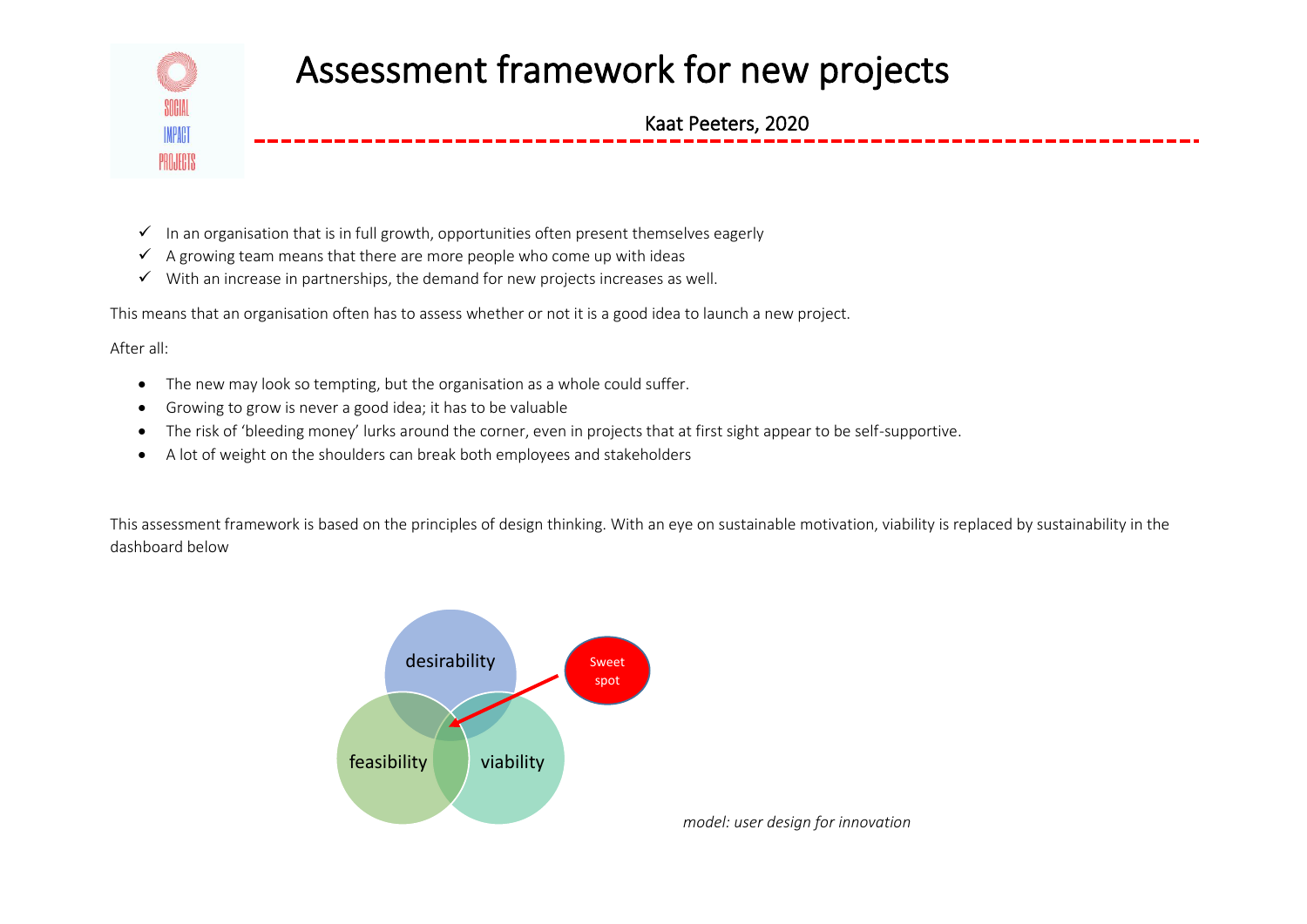# Assessment framework for new projects

Kaat Peeters, 2020

- ✓ In an organisation that is in full growth, opportunities often present themselves eagerly
- ✓ A growing team means that there are more people who come up with ideas
- ✓ With an increase in partnerships, the demand for new projects increases as well.

This means that an organisation often has to assess whether or not it is a good idea to launch a new project.

After all:

- The new may look so tempting, but the organisation as a whole could suffer.
- Growing to grow is never a good idea; it has to be valuable
- The risk of 'bleeding money' lurks around the corner, even in projects that at first sight appear to be self-supportive.
- A lot of weight on the shoulders can break both employees and stakeholders

This assessment framework is based on the principles of design thinking. With an eye on sustainable motivation, viability is replaced by sustainability in the dashboard below

desirability

feasibility

viability

Sweet spot

*model: user design for innovation*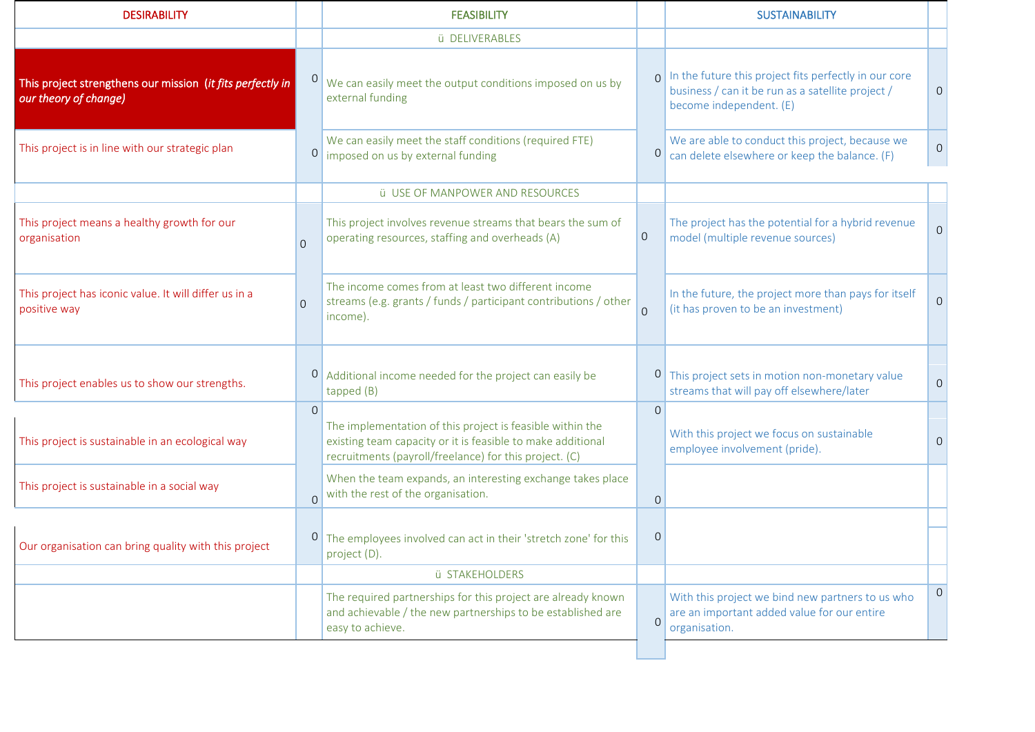| DESIRABILITY | | FEASIBILITY | | SUSTAINABILITY | |
|---|---|---|---|---|---|
| | | ü DELIVERABLES | | | |
| This project strengthens our mission (*it fits perfectly in our theory of change)* | 0 | We can easily meet the output conditions imposed on us by external funding | 0 | In the future this project fits perfectly in our core business / can it be run as a satellite project / become independent. (E) | 0 |
| This project is in line with our strategic plan | 0 | We can easily meet the staff conditions (required FTE) imposed on us by external funding | 0 | We are able to conduct this project, because we can delete elsewhere or keep the balance. (F) | 0 |
| | | ü USE OF MANPOWER AND RESOURCES | | | |
| This project means a healthy growth for our organisation | 0 | This project involves revenue streams that bears the sum of operating resources, staffing and overheads (A) | 0 | The project has the potential for a hybrid revenue model (multiple revenue sources) | 0 |
| This project has iconic value. It will differ us in a positive way | 0 | The income comes from at least two different income streams (e.g. grants / funds / participant contributions / other income). | 0 | In the future, the project more than pays for itself (it has proven to be an investment) | 0 |
| This project enables us to show our strengths. | 0 | Additional income needed for the project can easily be tapped (B) | 0 | This project sets in motion non-monetary value streams that will pay off elsewhere/later | 0 |
| This project is sustainable in an ecological way | 0 | The implementation of this project is feasible within the existing team capacity or it is feasible to make additional recruitments (payroll/freelance) for this project. (C) | 0 | With this project we focus on sustainable employee involvement (pride). | 0 |
| This project is sustainable in a social way | 0 | When the team expands, an interesting exchange takes place with the rest of the organisation. | 0 | | |
| Our organisation can bring quality with this project | 0 | The employees involved can act in their 'stretch zone' for this project (D). | 0 | | |
| | | ü STAKEHOLDERS | | | |
| | | The required partnerships for this project are already known and achievable / the new partnerships to be established are easy to achieve. | 0 | With this project we bind new partners to us who are an important added value for our entire organisation. | 0 |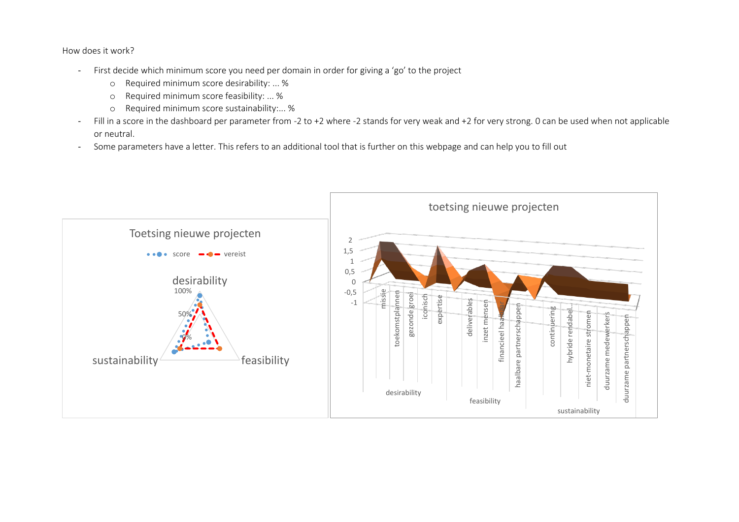How does it work?

- First decide which minimum score you need per domain in order for giving a 'go' to the project
  - Required minimum score desirability: ... %
  - Required minimum score feasibility: ... %
  - Required minimum score sustainability:... %
- Fill in a score in the dashboard per parameter from -2 to +2 where -2 stands for very weak and +2 for very strong. 0 can be used when not applicable or neutral.
- Some parameters have a letter. This refers to an additional tool that is further on this webpage and can help you to fill out

Toetsing nieuwe projecten

score · vereist

desirability · feasibility · sustainability

100% · 50% · 0%

toetsing nieuwe projecten

2 · 1,5 · 1 · 0,5 · 0 · -0,5 · -1

missie · toekomstplannen · gezonde groei · iconisch · expertise · deliverables · inzet mensen · financieel haalbaar · haalbare partnerschappen · continuering · hybride rendabel... · niet-monetaire stromen · duurzame medewerkers · duurzame partnerschappen

desirability · feasibility · sustainability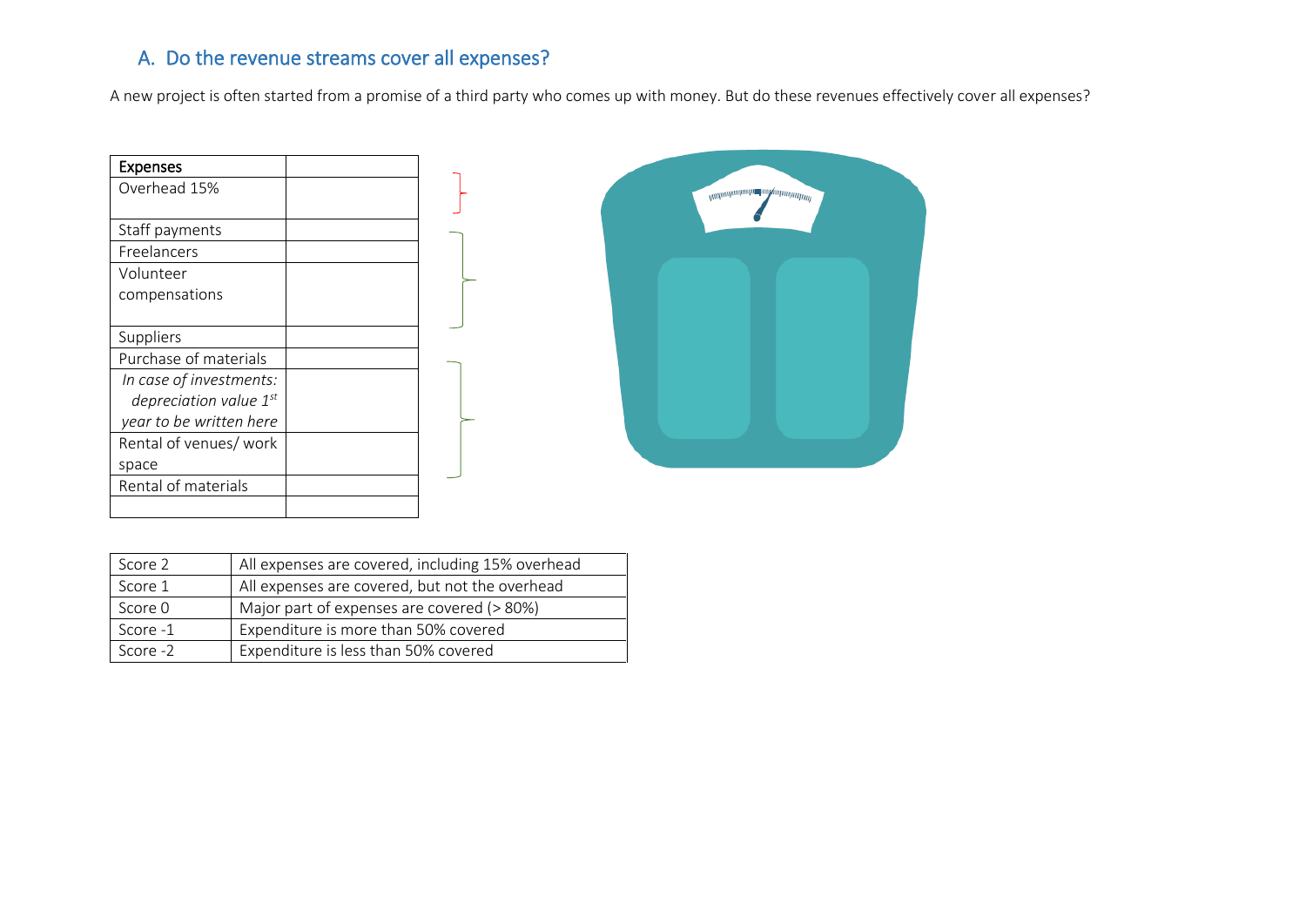## A. Do the revenue streams cover all expenses?

A new project is often started from a promise of a third party who comes up with money. But do these revenues effectively cover all expenses?

| Expenses | |
|---|---|
| Overhead 15% | |
| Staff payments | |
| Freelancers | |
| Volunteer compensations | |
| Suppliers | |
| Purchase of materials | |
| *In case of investments: depreciation value 1st year to be written here* | |
| Rental of venues/ work space | |
| Rental of materials | |
| | |

| | |
|---|---|
| Score 2 | All expenses are covered, including 15% overhead |
| Score 1 | All expenses are covered, but not the overhead |
| Score 0 | Major part of expenses are covered (> 80%) |
| Score -1 | Expenditure is more than 50% covered |
| Score -2 | Expenditure is less than 50% covered |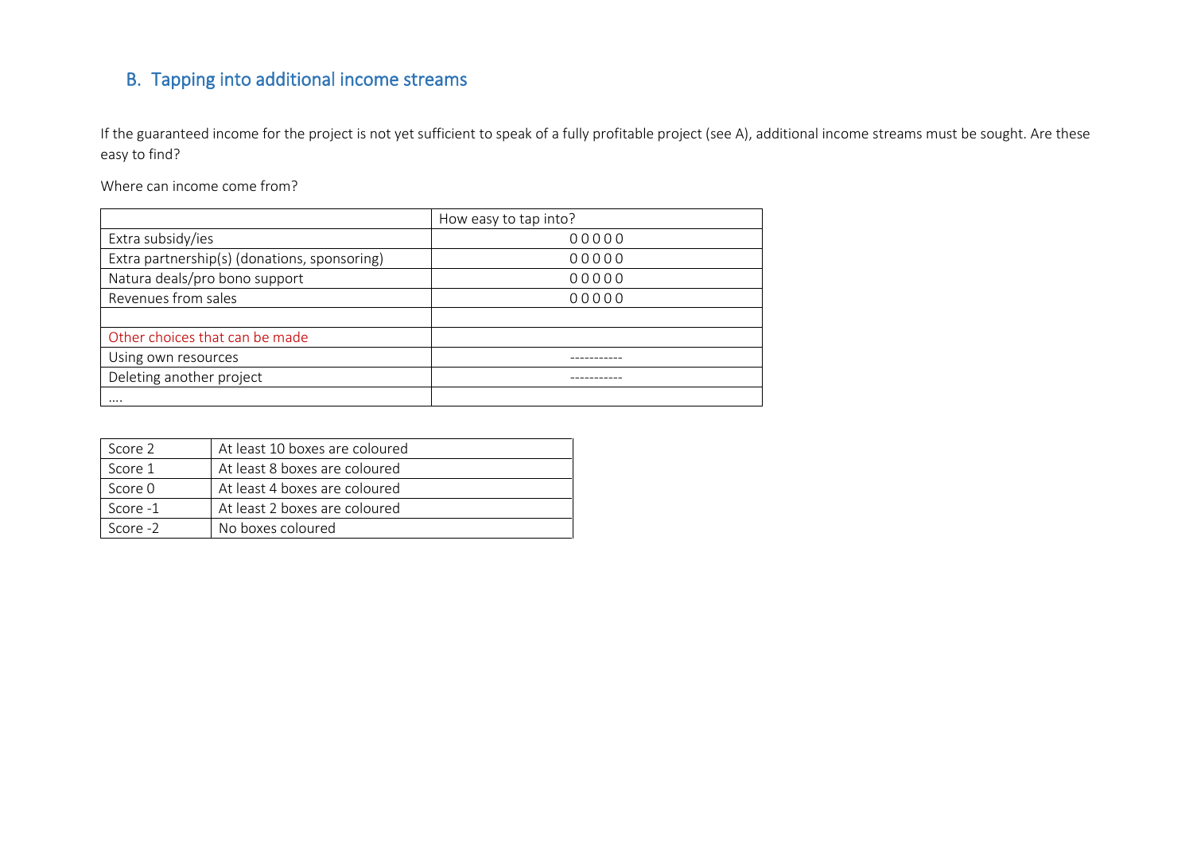## B. Tapping into additional income streams

If the guaranteed income for the project is not yet sufficient to speak of a fully profitable project (see A), additional income streams must be sought. Are these easy to find?

Where can income come from?

| | How easy to tap into? |
|---|---|
| Extra subsidy/ies | 0 0 0 0 0 |
| Extra partnership(s) (donations, sponsoring) | 0 0 0 0 0 |
| Natura deals/pro bono support | 0 0 0 0 0 |
| Revenues from sales | 0 0 0 0 0 |
| | |
| Other choices that can be made | |
| Using own resources | ----------- |
| Deleting another project | ----------- |
| …. | |

| Score | |
|---|---|
| Score 2 | At least 10 boxes are coloured |
| Score 1 | At least 8 boxes are coloured |
| Score 0 | At least 4 boxes are coloured |
| Score -1 | At least 2 boxes are coloured |
| Score -2 | No boxes coloured |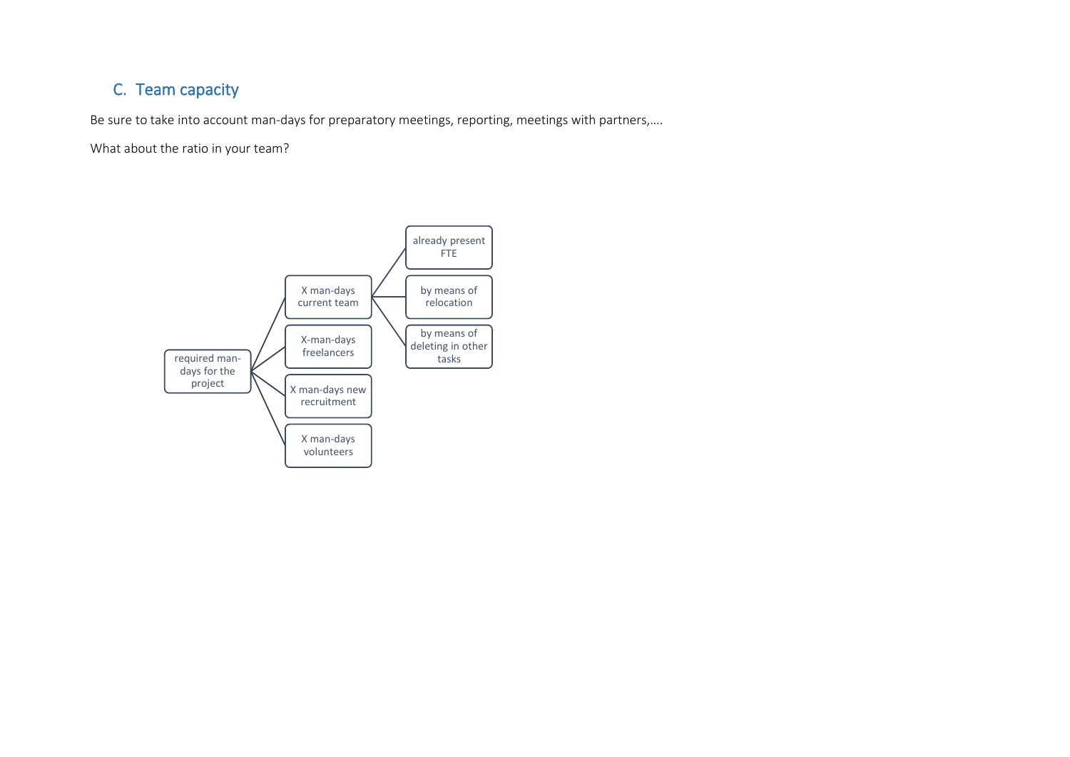## C. Team capacity

Be sure to take into account man-days for preparatory meetings, reporting, meetings with partners,….

What about the ratio in your team?

- required man-days for the project
  - X man-days current team
    - already present FTE
    - by means of relocation
    - by means of deleting in other tasks
  - X-man-days freelancers
  - X man-days new recruitment
  - X man-days volunteers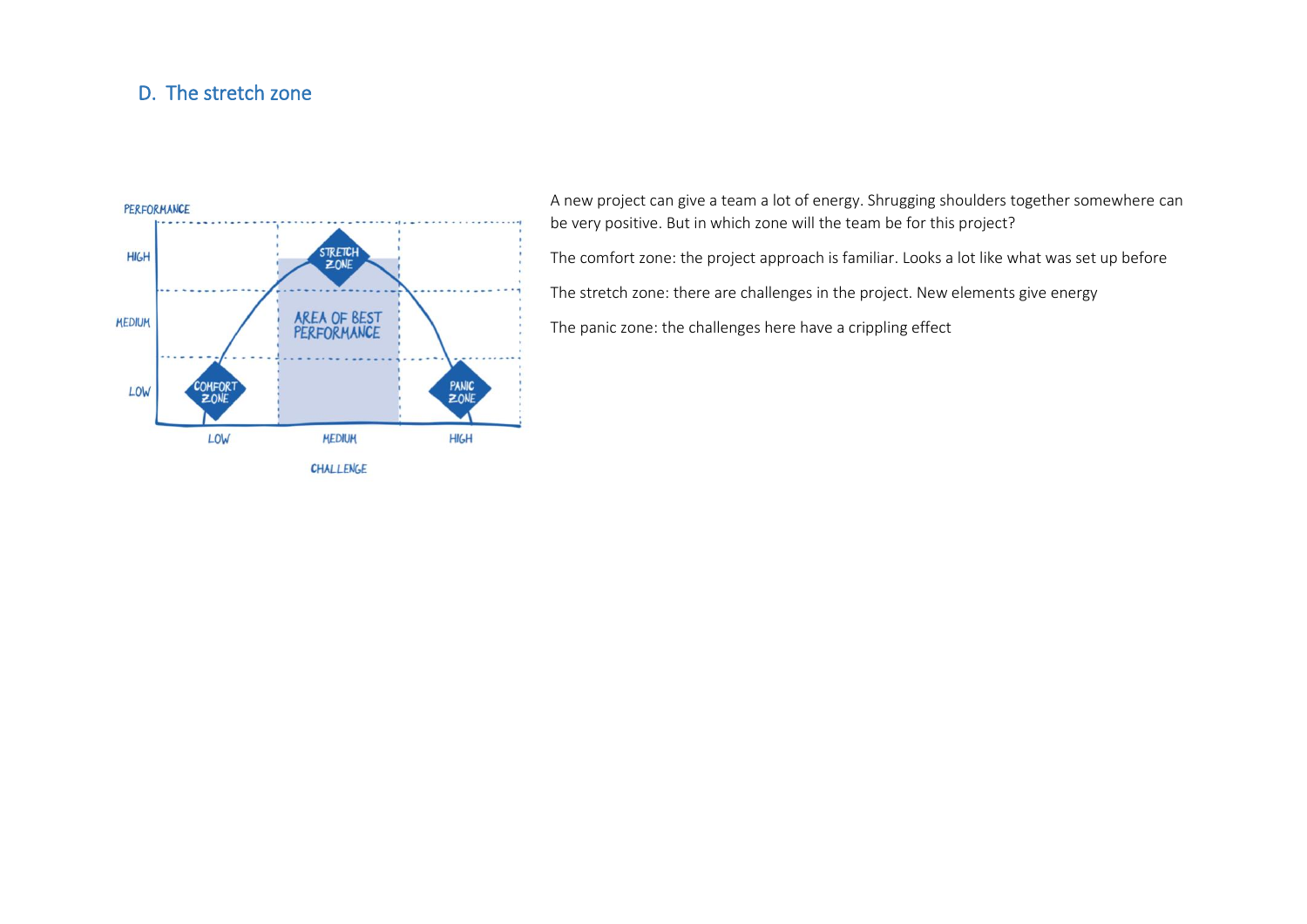## D. The stretch zone

A new project can give a team a lot of energy. Shrugging shoulders together somewhere can be very positive. But in which zone will the team be for this project?

The comfort zone: the project approach is familiar. Looks a lot like what was set up before

The stretch zone: there are challenges in the project. New elements give energy

The panic zone: the challenges here have a crippling effect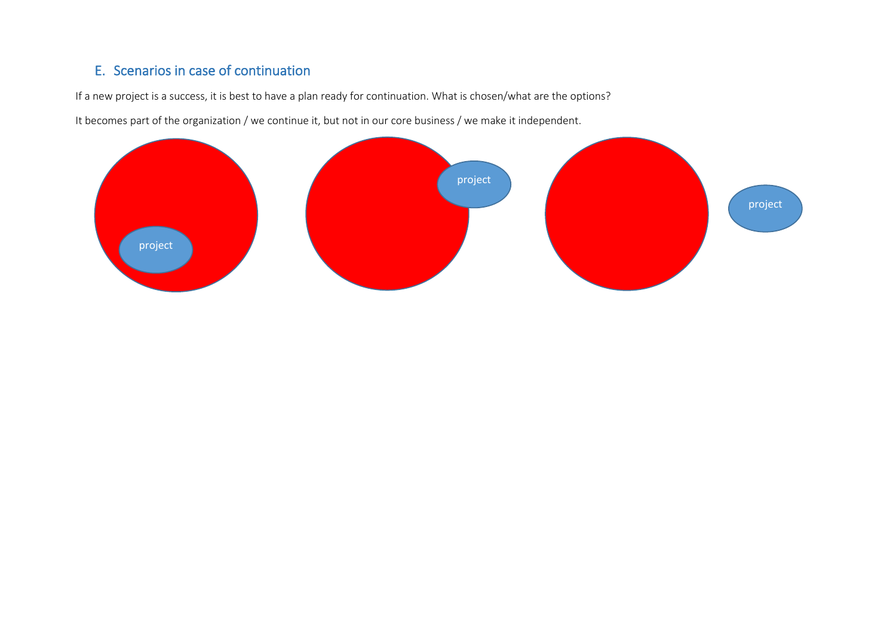## E. Scenarios in case of continuation

If a new project is a success, it is best to have a plan ready for continuation. What is chosen/what are the options?

It becomes part of the organization / we continue it, but not in our core business / we make it independent.

project

project

project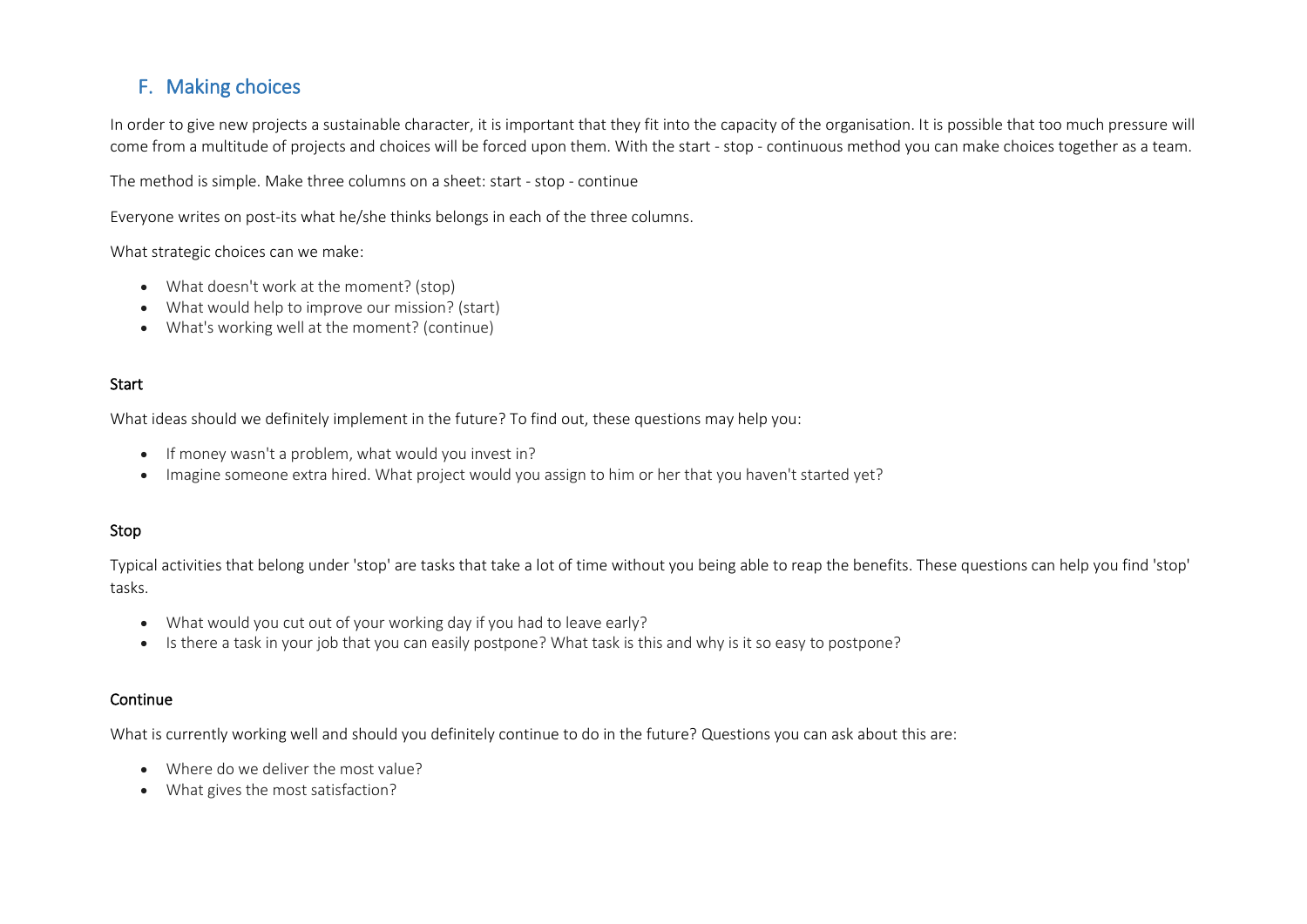## F. Making choices

In order to give new projects a sustainable character, it is important that they fit into the capacity of the organisation. It is possible that too much pressure will come from a multitude of projects and choices will be forced upon them. With the start - stop - continuous method you can make choices together as a team.

The method is simple. Make three columns on a sheet: start - stop - continue

Everyone writes on post-its what he/she thinks belongs in each of the three columns.

What strategic choices can we make:

- What doesn't work at the moment? (stop)
- What would help to improve our mission? (start)
- What's working well at the moment? (continue)

### Start

What ideas should we definitely implement in the future? To find out, these questions may help you:

- If money wasn't a problem, what would you invest in?
- Imagine someone extra hired. What project would you assign to him or her that you haven't started yet?

### Stop

Typical activities that belong under 'stop' are tasks that take a lot of time without you being able to reap the benefits. These questions can help you find 'stop' tasks.

- What would you cut out of your working day if you had to leave early?
- Is there a task in your job that you can easily postpone? What task is this and why is it so easy to postpone?

### Continue

What is currently working well and should you definitely continue to do in the future? Questions you can ask about this are:

- Where do we deliver the most value?
- What gives the most satisfaction?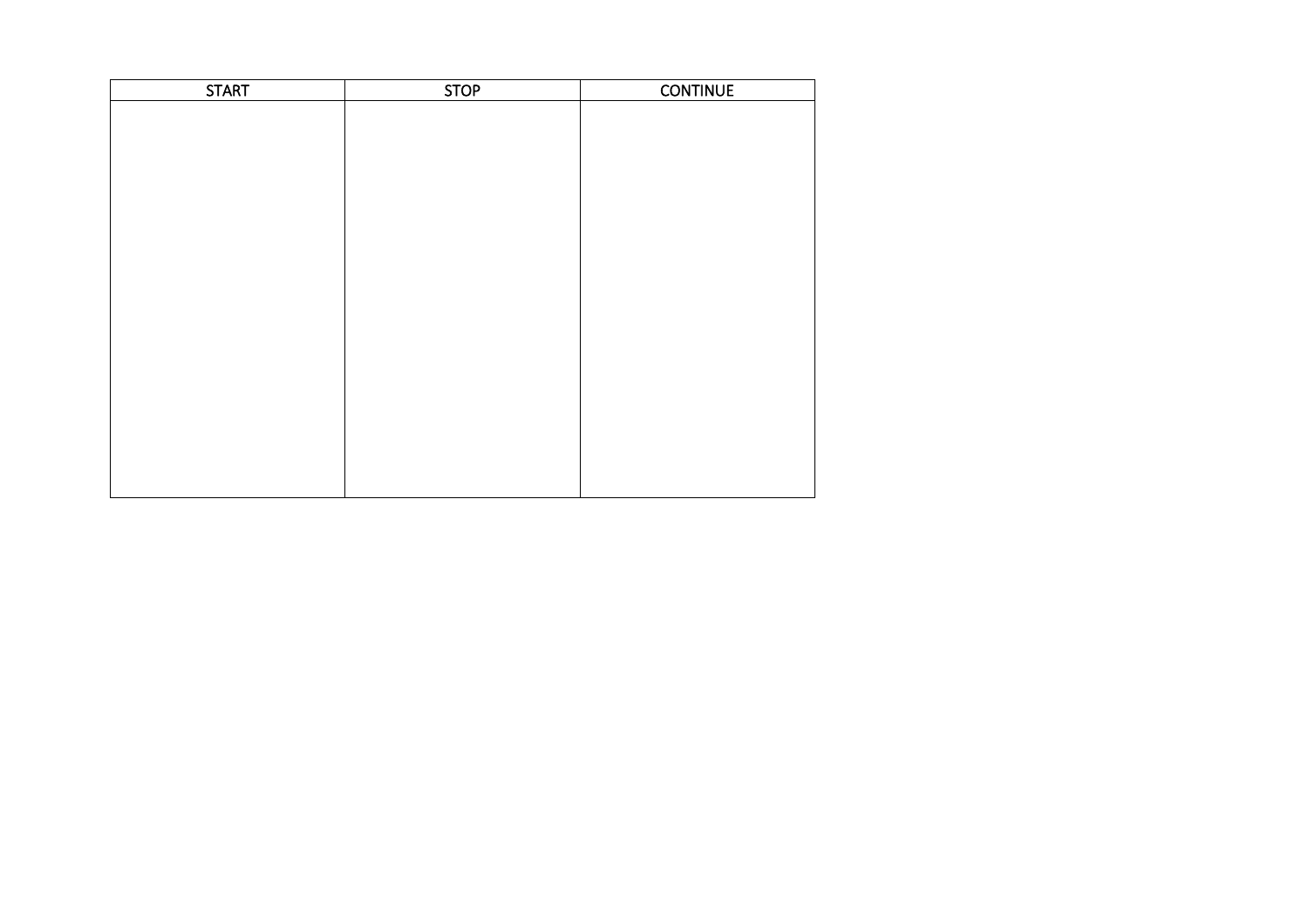| START | STOP | CONTINUE |
|---|---|---|
| | | |